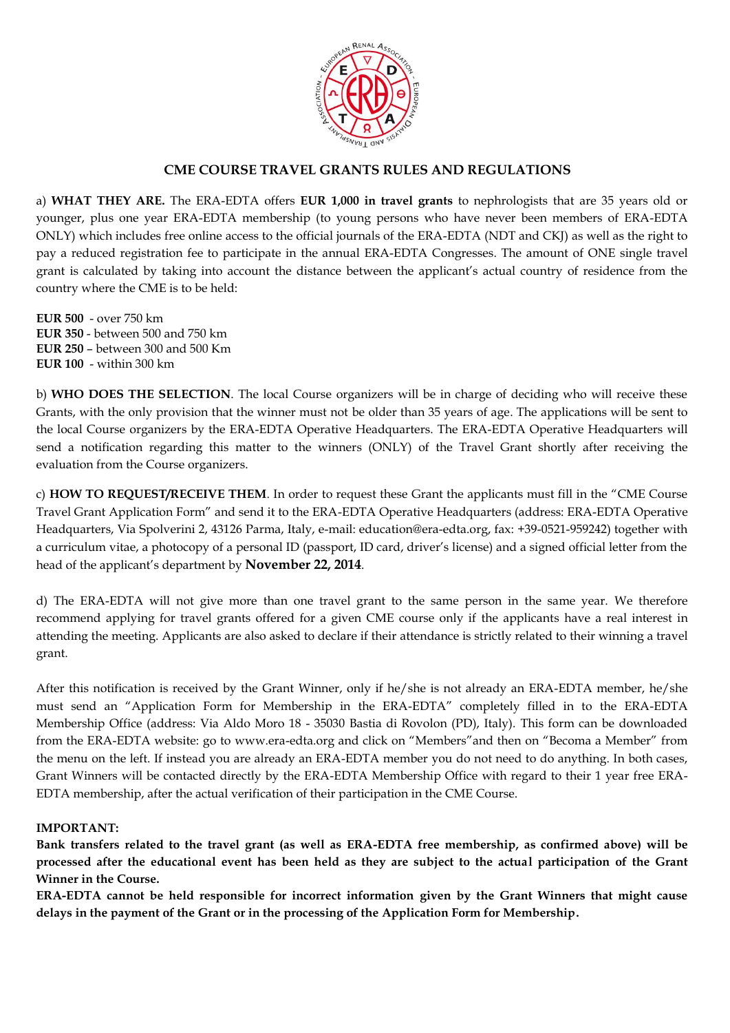## CME COURSE TRAVEL GRANTS RULES AND REGULATIONS

a) **WHAT THEY ARE.** The ERA-EDTA offers **EUR 1,000 in travel grants** to nephrologists that are 35 years old or younger, plus one year ERA-EDTA membership (to young persons who have never been members of ERA-EDTA ONLY) which includes free online access to the official journals of the ERA-EDTA (NDT and CKJ) as well as the right to pay a reduced registration fee to participate in the annual ERA-EDTA Congresses. The amount of ONE single travel grant is calculated by taking into account the distance between the applicant's actual country of residence from the country where the CME is to be held:

**EUR 500** - over 750 km
**EUR 350** - between 500 and 750 km
**EUR 250** – between 300 and 500 Km
**EUR 100** - within 300 km

b) **WHO DOES THE SELECTION**. The local Course organizers will be in charge of deciding who will receive these Grants, with the only provision that the winner must not be older than 35 years of age. The applications will be sent to the local Course organizers by the ERA-EDTA Operative Headquarters. The ERA-EDTA Operative Headquarters will send a notification regarding this matter to the winners (ONLY) of the Travel Grant shortly after receiving the evaluation from the Course organizers.

c) **HOW TO REQUEST/RECEIVE THEM**. In order to request these Grant the applicants must fill in the "CME Course Travel Grant Application Form" and send it to the ERA-EDTA Operative Headquarters (address: ERA-EDTA Operative Headquarters, Via Spolverini 2, 43126 Parma, Italy, e-mail: education@era-edta.org, fax: +39-0521-959242) together with a curriculum vitae, a photocopy of a personal ID (passport, ID card, driver's license) and a signed official letter from the head of the applicant's department by **November 22, 2014**.

d) The ERA-EDTA will not give more than one travel grant to the same person in the same year. We therefore recommend applying for travel grants offered for a given CME course only if the applicants have a real interest in attending the meeting. Applicants are also asked to declare if their attendance is strictly related to their winning a travel grant.

After this notification is received by the Grant Winner, only if he/she is not already an ERA-EDTA member, he/she must send an "Application Form for Membership in the ERA-EDTA" completely filled in to the ERA-EDTA Membership Office (address: Via Aldo Moro 18 - 35030 Bastia di Rovolon (PD), Italy). This form can be downloaded from the ERA-EDTA website: go to www.era-edta.org and click on "Members"and then on "Becoma a Member" from the menu on the left. If instead you are already an ERA-EDTA member you do not need to do anything. In both cases, Grant Winners will be contacted directly by the ERA-EDTA Membership Office with regard to their 1 year free ERA-EDTA membership, after the actual verification of their participation in the CME Course.

**IMPORTANT:**

**Bank transfers related to the travel grant (as well as ERA-EDTA free membership, as confirmed above) will be processed after the educational event has been held as they are subject to the actual participation of the Grant Winner in the Course.**

**ERA-EDTA cannot be held responsible for incorrect information given by the Grant Winners that might cause delays in the payment of the Grant or in the processing of the Application Form for Membership.**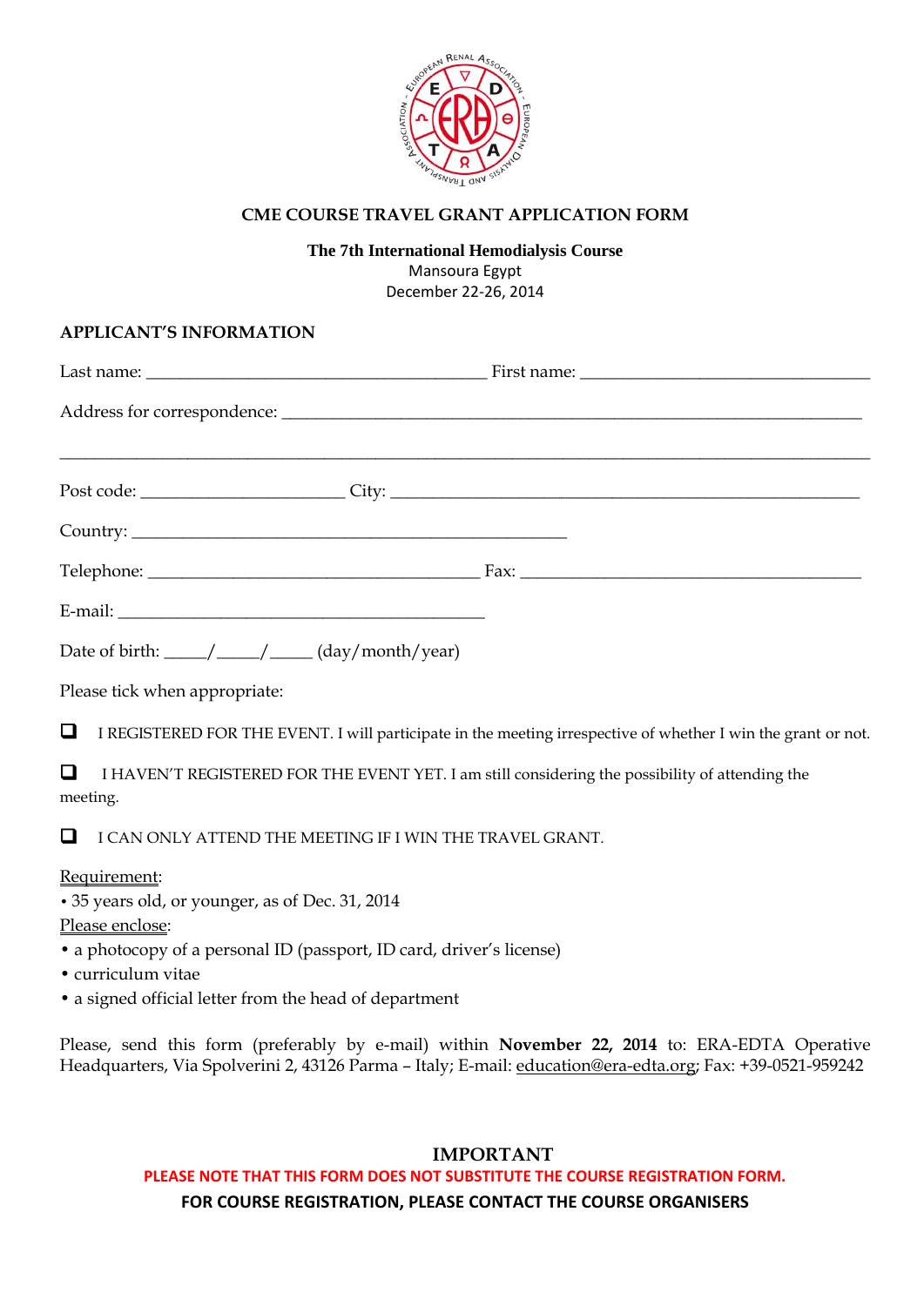## CME COURSE TRAVEL GRANT APPLICATION FORM

**The 7th International Hemodialysis Course**
Mansoura Egypt
December 22-26, 2014

### APPLICANT'S INFORMATION

Last name: ________________________________________ First name: __________________________________

Address for correspondence: ____________________________________________________________________

_____________________________________________________________________________________________

Post code: ________________________ City: _______________________________________________________

Country: ___________________________________________________

Telephone: _______________________________________ Fax: _________________________________________

E-mail: _________________________________________

Date of birth: _____/_____/_____ (day/month/year)

Please tick when appropriate:

- ❑ I REGISTERED FOR THE EVENT. I will participate in the meeting irrespective of whether I win the grant or not.
- ❑ I HAVEN'T REGISTERED FOR THE EVENT YET. I am still considering the possibility of attending the meeting.
- ❑ I CAN ONLY ATTEND THE MEETING IF I WIN THE TRAVEL GRANT.

Requirement:
- 35 years old, or younger, as of Dec. 31, 2014

Please enclose:
- a photocopy of a personal ID (passport, ID card, driver's license)
- curriculum vitae
- a signed official letter from the head of department

Please, send this form (preferably by e-mail) within **November 22, 2014** to: ERA-EDTA Operative Headquarters, Via Spolverini 2, 43126 Parma – Italy; E-mail: education@era-edta.org; Fax: +39-0521-959242

**IMPORTANT**

**PLEASE NOTE THAT THIS FORM DOES NOT SUBSTITUTE THE COURSE REGISTRATION FORM.**

**FOR COURSE REGISTRATION, PLEASE CONTACT THE COURSE ORGANISERS**